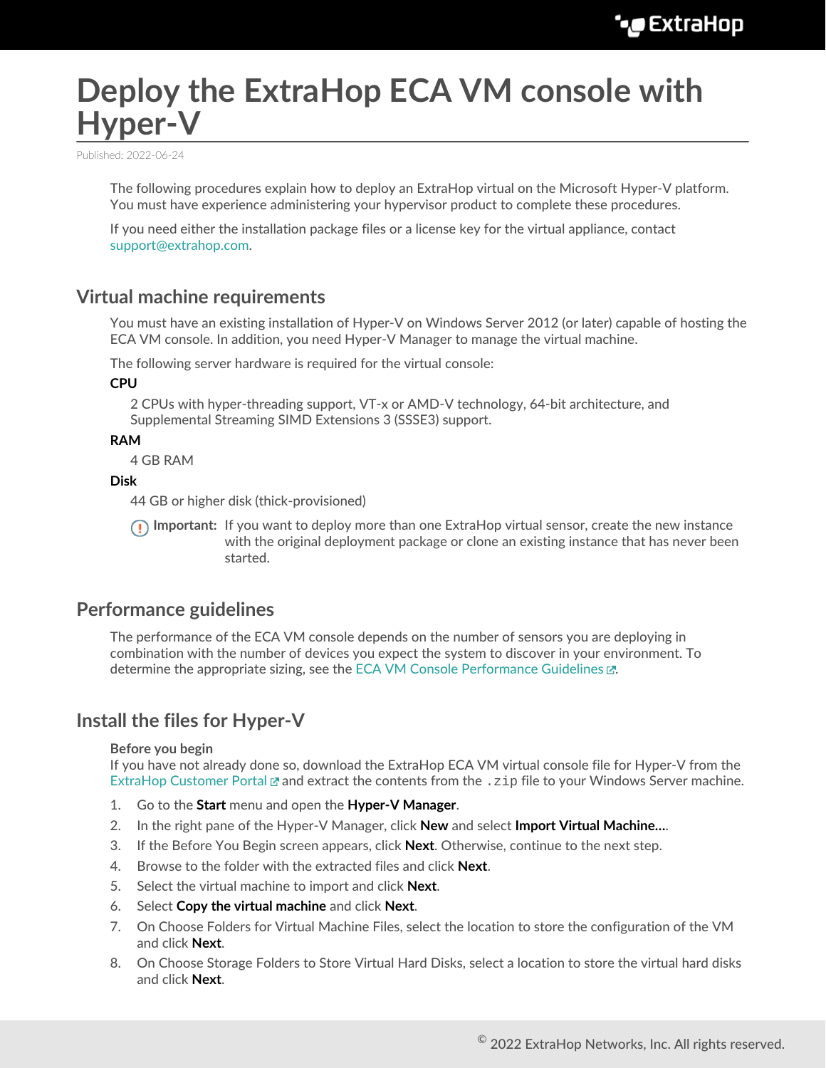# Deploy the ExtraHop ECA VM console with Hyper-V

Published: 2022-06-24

The following procedures explain how to deploy an ExtraHop virtual on the Microsoft Hyper-V platform. You must have experience administering your hypervisor product to complete these procedures.

If you need either the installation package files or a license key for the virtual appliance, contact support@extrahop.com.

## Virtual machine requirements

You must have an existing installation of Hyper-V on Windows Server 2012 (or later) capable of hosting the ECA VM console. In addition, you need Hyper-V Manager to manage the virtual machine.

The following server hardware is required for the virtual console:

**CPU**

2 CPUs with hyper-threading support, VT-x or AMD-V technology, 64-bit architecture, and Supplemental Streaming SIMD Extensions 3 (SSSE3) support.

**RAM**

4 GB RAM

**Disk**

44 GB or higher disk (thick-provisioned)

**Important:** If you want to deploy more than one ExtraHop virtual sensor, create the new instance with the original deployment package or clone an existing instance that has never been started.

## Performance guidelines

The performance of the ECA VM console depends on the number of sensors you are deploying in combination with the number of devices you expect the system to discover in your environment. To determine the appropriate sizing, see the ECA VM Console Performance Guidelines.

## Install the files for Hyper-V

**Before you begin**

If you have not already done so, download the ExtraHop ECA VM virtual console file for Hyper-V from the ExtraHop Customer Portal and extract the contents from the `.zip` file to your Windows Server machine.

1. Go to the **Start** menu and open the **Hyper-V Manager**.
2. In the right pane of the Hyper-V Manager, click **New** and select **Import Virtual Machine...**.
3. If the Before You Begin screen appears, click **Next**. Otherwise, continue to the next step.
4. Browse to the folder with the extracted files and click **Next**.
5. Select the virtual machine to import and click **Next**.
6. Select **Copy the virtual machine** and click **Next**.
7. On Choose Folders for Virtual Machine Files, select the location to store the configuration of the VM and click **Next**.
8. On Choose Storage Folders to Store Virtual Hard Disks, select a location to store the virtual hard disks and click **Next**.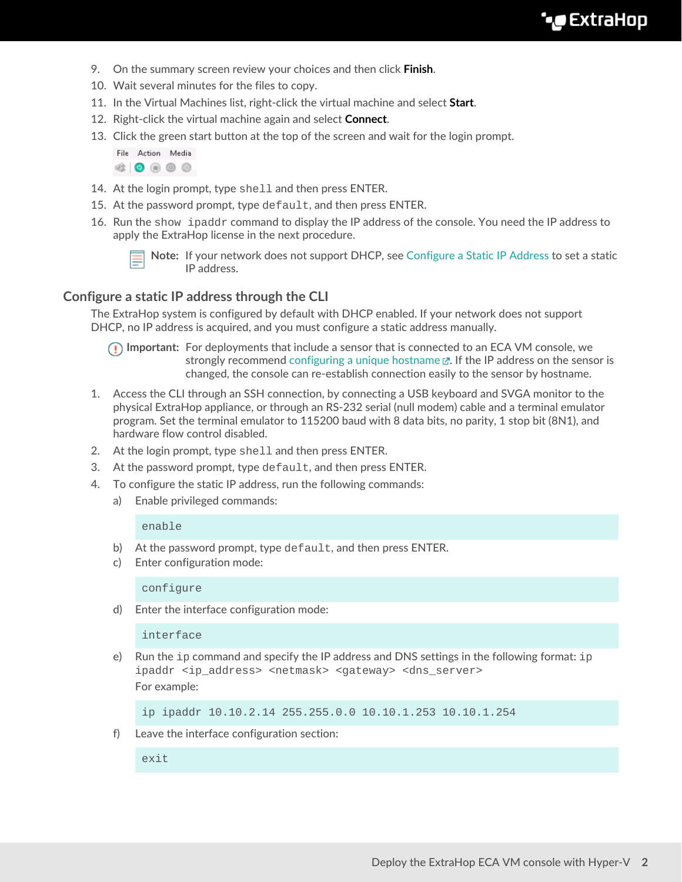9. On the summary screen review your choices and then click **Finish**.
10. Wait several minutes for the files to copy.
11. In the Virtual Machines list, right-click the virtual machine and select **Start**.
12. Right-click the virtual machine again and select **Connect**.
13. Click the green start button at the top of the screen and wait for the login prompt.
14. At the login prompt, type `shell` and then press ENTER.
15. At the password prompt, type `default`, and then press ENTER.
16. Run the `show ipaddr` command to display the IP address of the console. You need the IP address to apply the ExtraHop license in the next procedure.

    **Note:** If your network does not support DHCP, see Configure a Static IP Address to set a static IP address.

## Configure a static IP address through the CLI

The ExtraHop system is configured by default with DHCP enabled. If your network does not support DHCP, no IP address is acquired, and you must configure a static address manually.

**Important:** For deployments that include a sensor that is connected to an ECA VM console, we strongly recommend configuring a unique hostname. If the IP address on the sensor is changed, the console can re-establish connection easily to the sensor by hostname.

1. Access the CLI through an SSH connection, by connecting a USB keyboard and SVGA monitor to the physical ExtraHop appliance, or through an RS-232 serial (null modem) cable and a terminal emulator program. Set the terminal emulator to 115200 baud with 8 data bits, no parity, 1 stop bit (8N1), and hardware flow control disabled.
2. At the login prompt, type `shell` and then press ENTER.
3. At the password prompt, type `default`, and then press ENTER.
4. To configure the static IP address, run the following commands:
   a) Enable privileged commands:

      ```
      enable
      ```

   b) At the password prompt, type `default`, and then press ENTER.
   c) Enter configuration mode:

      ```
      configure
      ```

   d) Enter the interface configuration mode:

      ```
      interface
      ```

   e) Run the `ip` command and specify the IP address and DNS settings in the following format: `ip ipaddr <ip_address> <netmask> <gateway> <dns_server>`

      For example:

      ```
      ip ipaddr 10.10.2.14 255.255.0.0 10.10.1.253 10.10.1.254
      ```

   f) Leave the interface configuration section:

      ```
      exit
      ```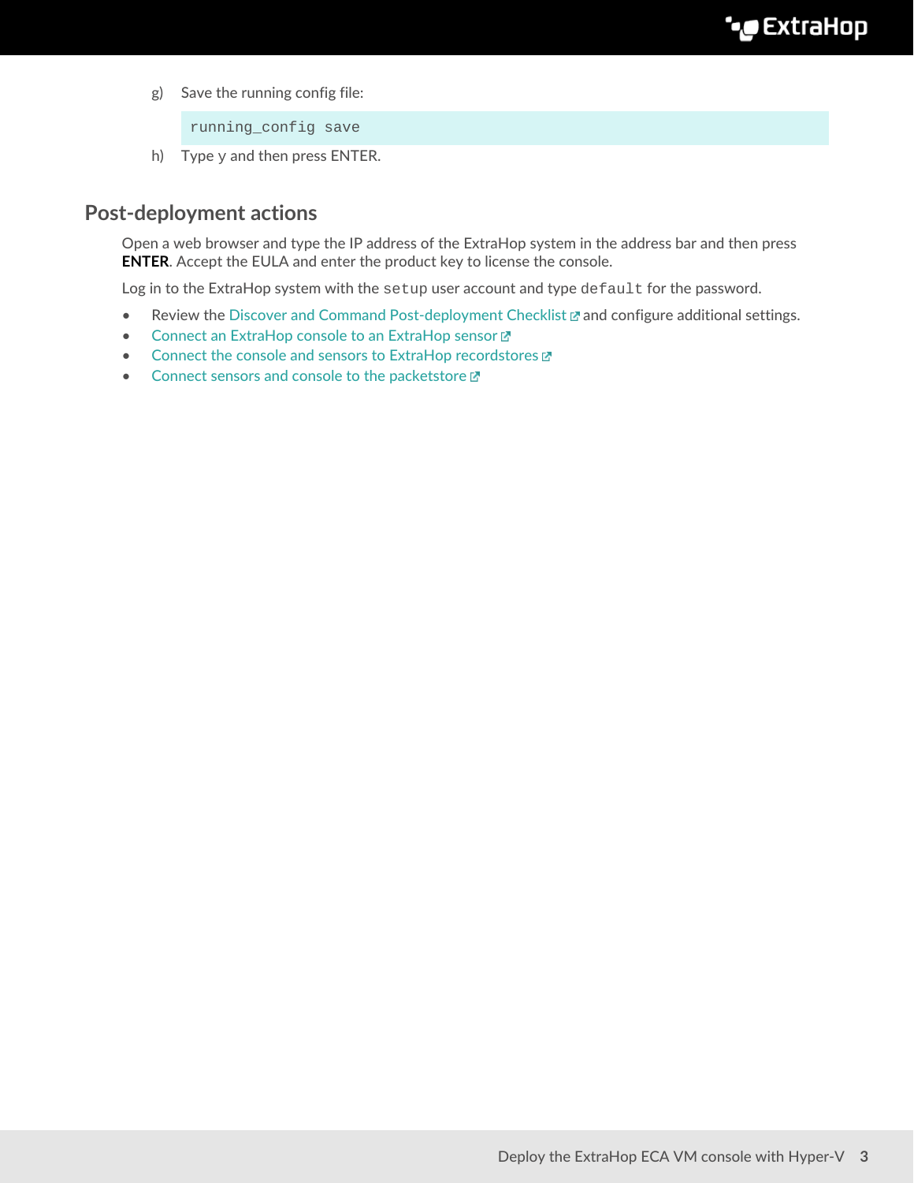g) Save the running config file:

```
running_config save
```

h) Type y and then press ENTER.

## Post-deployment actions

Open a web browser and type the IP address of the ExtraHop system in the address bar and then press **ENTER**. Accept the EULA and enter the product key to license the console.

Log in to the ExtraHop system with the `setup` user account and type `default` for the password.

- Review the Discover and Command Post-deployment Checklist and configure additional settings.
- Connect an ExtraHop console to an ExtraHop sensor
- Connect the console and sensors to ExtraHop recordstores
- Connect sensors and console to the packetstore